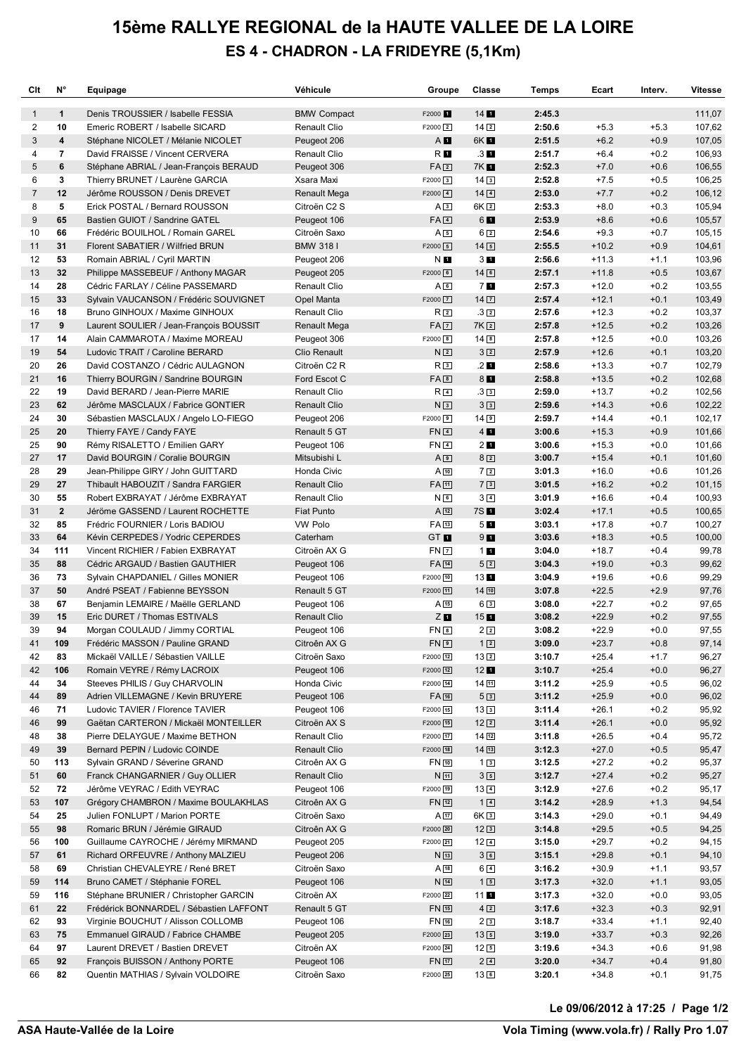# 15ème RALLYE REGIONAL de la HAUTE VALLEE DE LA LOIRE

## ES 4 - CHADRON - LA FRIDEYRE (5,1Km)

| Clt | N° | Equipage | Véhicule | Groupe | Classe | Temps | Ecart | Interv. | Vitesse |
|---|---|---|---|---|---|---|---|---|---|
| 1 | 1 | Denis TROUSSIER / Isabelle FESSIA | BMW Compact | F2000 1 | 14 1 | 2:45.3 | | | 111,07 |
| 2 | 10 | Emeric ROBERT / Isabelle SICARD | Renault Clio | F2000 2 | 14 2 | 2:50.6 | +5.3 | +5.3 | 107,62 |
| 3 | 4 | Stéphane NICOLET / Mélanie NICOLET | Peugeot 206 | A 1 | 6K 1 | 2:51.5 | +6.2 | +0.9 | 107,05 |
| 4 | 7 | David FRAISSE / Vincent CERVERA | Renault Clio | R 1 | .3 1 | 2:51.7 | +6.4 | +0.2 | 106,93 |
| 5 | 6 | Stéphane ABRIAL / Jean-François BERAUD | Peugeot 306 | FA 2 | 7K 1 | 2:52.3 | +7.0 | +0.6 | 106,55 |
| 6 | 3 | Thierry BRUNET / Laurène GARCIA | Xsara Maxi | F2000 3 | 14 3 | 2:52.8 | +7.5 | +0.5 | 106,25 |
| 7 | 12 | Jérôme ROUSSON / Denis DREVET | Renault Mega | F2000 4 | 14 4 | 2:53.0 | +7.7 | +0.2 | 106,12 |
| 8 | 5 | Erick POSTAL / Bernard ROUSSON | Citroën C2 S | A 3 | 6K 2 | 2:53.3 | +8.0 | +0.3 | 105,94 |
| 9 | 65 | Bastien GUIOT / Sandrine GATEL | Peugeot 106 | FA 4 | 6 1 | 2:53.9 | +8.6 | +0.6 | 105,57 |
| 10 | 66 | Frédéric BOUILHOL / Romain GAREL | Citroën Saxo | A 5 | 6 2 | 2:54.6 | +9.3 | +0.7 | 105,15 |
| 11 | 31 | Florent SABATIER / Wilfried BRUN | BMW 318 I | F2000 5 | 14 5 | 2:55.5 | +10.2 | +0.9 | 104,61 |
| 12 | 53 | Romain ABRIAL / Cyril MARTIN | Peugeot 206 | N 1 | 3 1 | 2:56.6 | +11.3 | +1.1 | 103,96 |
| 13 | 32 | Philippe MASSEBEUF / Anthony MAGAR | Peugeot 205 | F2000 6 | 14 6 | 2:57.1 | +11.8 | +0.5 | 103,67 |
| 14 | 28 | Cédric FARLAY / Céline PASSEMARD | Renault Clio | A 6 | 7 1 | 2:57.3 | +12.0 | +0.2 | 103,55 |
| 15 | 33 | Sylvain VAUCANSON / Frédéric SOUVIGNET | Opel Manta | F2000 7 | 14 7 | 2:57.4 | +12.1 | +0.1 | 103,49 |
| 16 | 18 | Bruno GINHOUX / Maxime GINHOUX | Renault Clio | R 2 | .3 2 | 2:57.6 | +12.3 | +0.2 | 103,37 |
| 17 | 9 | Laurent SOULIER / Jean-François BOUSSIT | Renault Mega | FA 7 | 7K 2 | 2:57.8 | +12.5 | +0.2 | 103,26 |
| 17 | 14 | Alain CAMMAROTA / Maxime MOREAU | Peugeot 306 | F2000 8 | 14 8 | 2:57.8 | +12.5 | +0.0 | 103,26 |
| 19 | 54 | Ludovic TRAIT / Caroline BERARD | Clio Renault | N 2 | 3 2 | 2:57.9 | +12.6 | +0.1 | 103,20 |
| 20 | 26 | David COSTANZO / Cédric AULAGNON | Citroën C2 R | R 3 | .2 1 | 2:58.6 | +13.3 | +0.7 | 102,79 |
| 21 | 16 | Thierry BOURGIN / Sandrine BOURGIN | Ford Escot C | FA 8 | 8 1 | 2:58.8 | +13.5 | +0.2 | 102,68 |
| 22 | 19 | David BERARD / Jean-Pierre MARIE | Renault Clio | R 4 | .3 3 | 2:59.0 | +13.7 | +0.2 | 102,56 |
| 23 | 62 | Jérôme MASCLAUX / Fabrice GONTIER | Renault Clio | N 3 | 3 3 | 2:59.6 | +14.3 | +0.6 | 102,22 |
| 24 | 30 | Sébastien MASCLAUX / Angelo LO-FIEGO | Peugeot 206 | F2000 9 | 14 9 | 2:59.7 | +14.4 | +0.1 | 102,17 |
| 25 | 20 | Thierry FAYE / Candy FAYE | Renault 5 GT | FN 4 | 4 1 | 3:00.6 | +15.3 | +0.9 | 101,66 |
| 25 | 90 | Rémy RISALETTO / Emilien GARY | Peugeot 106 | FN 4 | 2 1 | 3:00.6 | +15.3 | +0.0 | 101,66 |
| 27 | 17 | David BOURGIN / Coralie BOURGIN | Mitsubishi L | A 9 | 8 2 | 3:00.7 | +15.4 | +0.1 | 101,60 |
| 28 | 29 | Jean-Philippe GIRY / John GUITTARD | Honda Civic | A 10 | 7 2 | 3:01.3 | +16.0 | +0.6 | 101,26 |
| 29 | 27 | Thibault HABOUZIT / Sandra FARGIER | Renault Clio | FA 11 | 7 3 | 3:01.5 | +16.2 | +0.2 | 101,15 |
| 30 | 55 | Robert EXBRAYAT / Jérôme EXBRAYAT | Renault Clio | N 6 | 3 4 | 3:01.9 | +16.6 | +0.4 | 100,93 |
| 31 | 2 | Jérôme GASSEND / Laurent ROCHETTE | Fiat Punto | A 12 | 7S 1 | 3:02.4 | +17.1 | +0.5 | 100,65 |
| 32 | 85 | Frédric FOURNIER / Loris BADIOU | VW Polo | FA 13 | 5 1 | 3:03.1 | +17.8 | +0.7 | 100,27 |
| 33 | 64 | Kévin CERPEDES / Yodric CEPERDES | Caterham | GT 1 | 9 1 | 3:03.6 | +18.3 | +0.5 | 100,00 |
| 34 | 111 | Vincent RICHIER / Fabien EXBRAYAT | Citroën AX G | FN 7 | 1 1 | 3:04.0 | +18.7 | +0.4 | 99,78 |
| 35 | 88 | Cédric ARGAUD / Bastien GAUTHIER | Peugeot 106 | FA 14 | 5 2 | 3:04.3 | +19.0 | +0.3 | 99,62 |
| 36 | 73 | Sylvain CHAPDANIEL / Gilles MONIER | Peugeot 106 | F2000 10 | 13 1 | 3:04.9 | +19.6 | +0.6 | 99,29 |
| 37 | 50 | André PSEAT / Fabienne BEYSSON | Renault 5 GT | F2000 11 | 14 10 | 3:07.8 | +22.5 | +2.9 | 97,76 |
| 38 | 67 | Benjamin LEMAIRE / Maëlle GERLAND | Peugeot 106 | A 15 | 6 3 | 3:08.0 | +22.7 | +0.2 | 97,65 |
| 39 | 15 | Eric DURET / Thomas ESTIVALS | Renault Clio | Z 1 | 15 1 | 3:08.2 | +22.9 | +0.2 | 97,55 |
| 39 | 94 | Morgan COULAUD / Jimmy CORTIAL | Peugeot 106 | FN 8 | 2 2 | 3:08.2 | +22.9 | +0.0 | 97,55 |
| 41 | 109 | Frédéric MASSON / Pauline GRAND | Citroën AX G | FN 9 | 1 2 | 3:09.0 | +23.7 | +0.8 | 97,14 |
| 42 | 83 | Mickaël VAILLE / Sébastien VAILLE | Citroën Saxo | F2000 12 | 13 2 | 3:10.7 | +25.4 | +1.7 | 96,27 |
| 42 | 106 | Romain VEYRE / Rémy LACROIX | Peugeot 106 | F2000 12 | 12 1 | 3:10.7 | +25.4 | +0.0 | 96,27 |
| 44 | 34 | Steeves PHILIS / Guy CHARVOLIN | Honda Civic | F2000 14 | 14 11 | 3:11.2 | +25.9 | +0.5 | 96,02 |
| 44 | 89 | Adrien VILLEMAGNE / Kevin BRUYERE | Peugeot 106 | FA 16 | 5 3 | 3:11.2 | +25.9 | +0.0 | 96,02 |
| 46 | 71 | Ludovic TAVIER / Florence TAVIER | Peugeot 106 | F2000 15 | 13 3 | 3:11.4 | +26.1 | +0.2 | 95,92 |
| 46 | 99 | Gaëtan CARTERON / Mickaël MONTEILLER | Citroën AX S | F2000 15 | 12 2 | 3:11.4 | +26.1 | +0.0 | 95,92 |
| 48 | 38 | Pierre DELAYGUE / Maxime BETHON | Renault Clio | F2000 17 | 14 12 | 3:11.8 | +26.5 | +0.4 | 95,72 |
| 49 | 39 | Bernard PEPIN / Ludovic COINDE | Renault Clio | F2000 18 | 14 13 | 3:12.3 | +27.0 | +0.5 | 95,47 |
| 50 | 113 | Sylvain GRAND / Séverine GRAND | Citroën AX G | FN 10 | 1 3 | 3:12.5 | +27.2 | +0.2 | 95,37 |
| 51 | 60 | Franck CHANGARNIER / Guy OLLIER | Renault Clio | N 11 | 3 5 | 3:12.7 | +27.4 | +0.2 | 95,27 |
| 52 | 72 | Jérôme VEYRAC / Edith VEYRAC | Peugeot 106 | F2000 19 | 13 4 | 3:12.9 | +27.6 | +0.2 | 95,17 |
| 53 | 107 | Grégory CHAMBRON / Maxime BOULAKHLAS | Citroën AX G | FN 12 | 1 4 | 3:14.2 | +28.9 | +1.3 | 94,54 |
| 54 | 25 | Julien FONLUPT / Marion PORTE | Citroën Saxo | A 17 | 6K 3 | 3:14.3 | +29.0 | +0.1 | 94,49 |
| 55 | 98 | Romaric BRUN / Jérémie GIRAUD | Citroën AX G | F2000 20 | 12 3 | 3:14.8 | +29.5 | +0.5 | 94,25 |
| 56 | 100 | Guillaume CAYROCHE / Jérémy MIRMAND | Peugeot 205 | F2000 21 | 12 4 | 3:15.0 | +29.7 | +0.2 | 94,15 |
| 57 | 61 | Richard ORFEUVRE / Anthony MALZIEU | Peugeot 206 | N 13 | 3 6 | 3:15.1 | +29.8 | +0.1 | 94,10 |
| 58 | 69 | Christian CHEVALEYRE / René BRET | Citroën Saxo | A 18 | 6 4 | 3:16.2 | +30.9 | +1.1 | 93,57 |
| 59 | 114 | Bruno CAMET / Stéphanie FOREL | Peugeot 106 | N 14 | 1 5 | 3:17.3 | +32.0 | +1.1 | 93,05 |
| 59 | 116 | Stéphane BRUNIER / Christopher GARCIN | Citroën AX | F2000 22 | 11 1 | 3:17.3 | +32.0 | +0.0 | 93,05 |
| 61 | 22 | Frédérick BONNARDEL / Sébastien LAFFONT | Renault 5 GT | FN 15 | 4 2 | 3:17.6 | +32.3 | +0.3 | 92,91 |
| 62 | 93 | Virginie BOUCHUT / Alisson COLLOMB | Peugeot 106 | FN 16 | 2 3 | 3:18.7 | +33.4 | +1.1 | 92,40 |
| 63 | 75 | Emmanuel GIRAUD / Fabrice CHAMBE | Peugeot 205 | F2000 23 | 13 5 | 3:19.0 | +33.7 | +0.3 | 92,26 |
| 64 | 97 | Laurent DREVET / Bastien DREVET | Citroën AX | F2000 24 | 12 5 | 3:19.6 | +34.3 | +0.6 | 91,98 |
| 65 | 92 | François BUISSON / Anthony PORTE | Peugeot 106 | FN 17 | 2 4 | 3:20.0 | +34.7 | +0.4 | 91,80 |
| 66 | 82 | Quentin MATHIAS / Sylvain VOLDOIRE | Citroën Saxo | F2000 25 | 13 6 | 3:20.1 | +34.8 | +0.1 | 91,75 |

Le 09/06/2012 à 17:25

ASA Haute-Vallée de la Loire — Vola Timing (www.vola.fr) / Rally Pro 1.07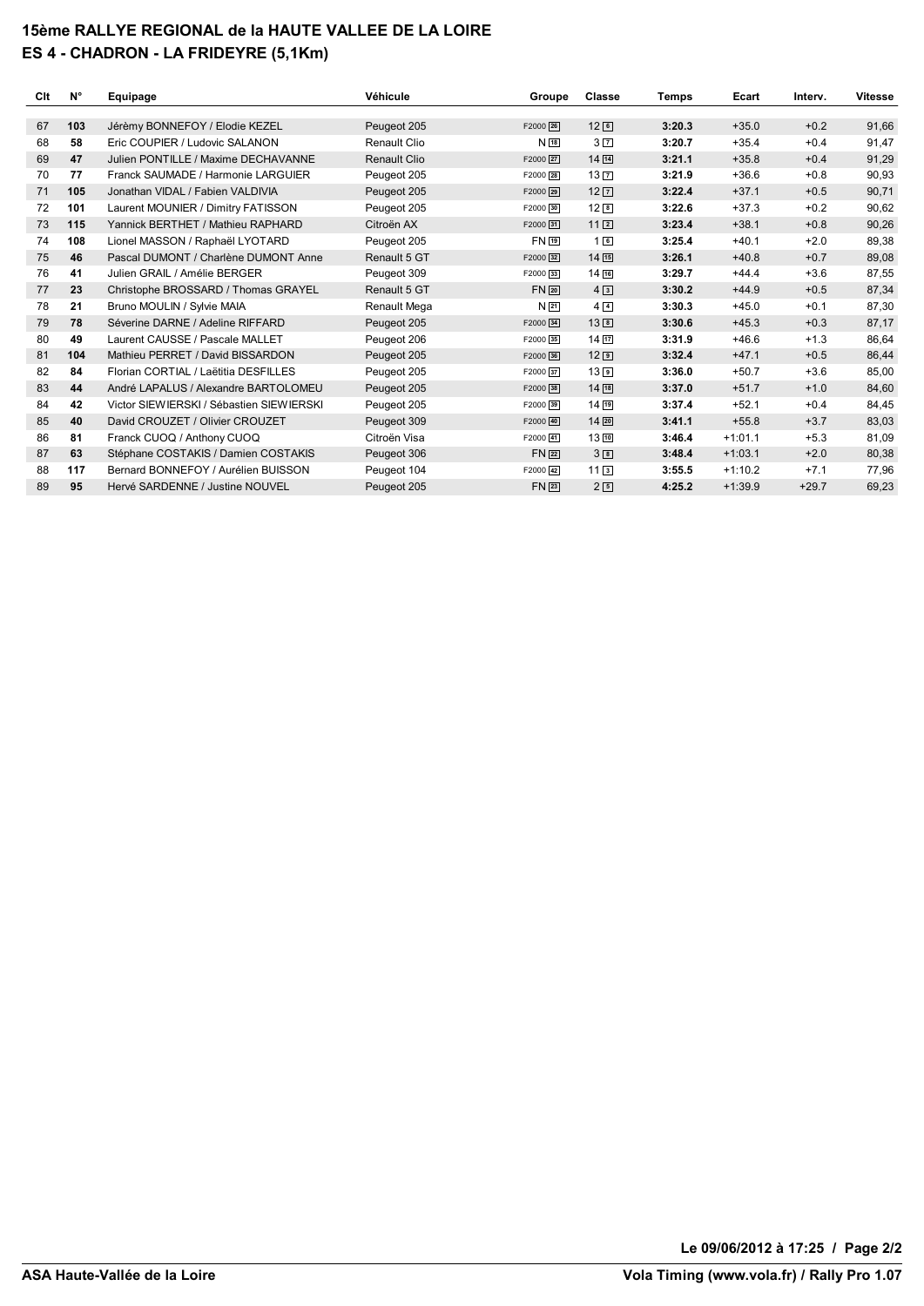# 15ème RALLYE REGIONAL de la HAUTE VALLEE DE LA LOIRE

## ES 4 - CHADRON - LA FRIDEYRE (5,1Km)

| Clt | N° | Equipage | Véhicule | Groupe | Classe | Temps | Ecart | Interv. | Vitesse |
|---|---|---|---|---|---|---|---|---|---|
| 67 | **103** | Jérèmy BONNEFOY / Elodie KEZEL | Peugeot 205 | F2000 26 | 12 6 | **3:20.3** | +35.0 | +0.2 | 91,66 |
| 68 | **58** | Eric COUPIER / Ludovic SALANON | Renault Clio | N 18 | 3 7 | **3:20.7** | +35.4 | +0.4 | 91,47 |
| 69 | **47** | Julien PONTILLE / Maxime DECHAVANNE | Renault Clio | F2000 27 | 14 14 | **3:21.1** | +35.8 | +0.4 | 91,29 |
| 70 | **77** | Franck SAUMADE / Harmonie LARGUIER | Peugeot 205 | F2000 28 | 13 7 | **3:21.9** | +36.6 | +0.8 | 90,93 |
| 71 | **105** | Jonathan VIDAL / Fabien VALDIVIA | Peugeot 205 | F2000 29 | 12 7 | **3:22.4** | +37.1 | +0.5 | 90,71 |
| 72 | **101** | Laurent MOUNIER / Dimitry FATISSON | Peugeot 205 | F2000 30 | 12 8 | **3:22.6** | +37.3 | +0.2 | 90,62 |
| 73 | **115** | Yannick BERTHET / Mathieu RAPHARD | Citroën AX | F2000 31 | 11 2 | **3:23.4** | +38.1 | +0.8 | 90,26 |
| 74 | **108** | Lionel MASSON / Raphaël LYOTARD | Peugeot 205 | FN 19 | 1 6 | **3:25.4** | +40.1 | +2.0 | 89,38 |
| 75 | **46** | Pascal DUMONT / Charlène DUMONT Anne | Renault 5 GT | F2000 32 | 14 15 | **3:26.1** | +40.8 | +0.7 | 89,08 |
| 76 | **41** | Julien GRAIL / Amélie BERGER | Peugeot 309 | F2000 33 | 14 16 | **3:29.7** | +44.4 | +3.6 | 87,55 |
| 77 | **23** | Christophe BROSSARD / Thomas GRAYEL | Renault 5 GT | FN 20 | 4 3 | **3:30.2** | +44.9 | +0.5 | 87,34 |
| 78 | **21** | Bruno MOULIN / Sylvie MAIA | Renault Mega | N 21 | 4 4 | **3:30.3** | +45.0 | +0.1 | 87,30 |
| 79 | **78** | Séverine DARNE / Adeline RIFFARD | Peugeot 205 | F2000 34 | 13 8 | **3:30.6** | +45.3 | +0.3 | 87,17 |
| 80 | **49** | Laurent CAUSSE / Pascale MALLET | Peugeot 206 | F2000 35 | 14 17 | **3:31.9** | +46.6 | +1.3 | 86,64 |
| 81 | **104** | Mathieu PERRET / David BISSARDON | Peugeot 205 | F2000 36 | 12 9 | **3:32.4** | +47.1 | +0.5 | 86,44 |
| 82 | **84** | Florian CORTIAL / Laëtitia DESFILLES | Peugeot 205 | F2000 37 | 13 9 | **3:36.0** | +50.7 | +3.6 | 85,00 |
| 83 | **44** | André LAPALUS / Alexandre BARTOLOMEU | Peugeot 205 | F2000 38 | 14 18 | **3:37.0** | +51.7 | +1.0 | 84,60 |
| 84 | **42** | Victor SIEWIERSKI / Sébastien SIEWIERSKI | Peugeot 205 | F2000 39 | 14 19 | **3:37.4** | +52.1 | +0.4 | 84,45 |
| 85 | **40** | David CROUZET / Olivier CROUZET | Peugeot 309 | F2000 40 | 14 20 | **3:41.1** | +55.8 | +3.7 | 83,03 |
| 86 | **81** | Franck CUOQ / Anthony CUOQ | Citroën Visa | F2000 41 | 13 10 | **3:46.4** | +1:01.1 | +5.3 | 81,09 |
| 87 | **63** | Stéphane COSTAKIS / Damien COSTAKIS | Peugeot 306 | FN 22 | 3 8 | **3:48.4** | +1:03.1 | +2.0 | 80,38 |
| 88 | **117** | Bernard BONNEFOY / Aurélien BUISSON | Peugeot 104 | F2000 42 | 11 3 | **3:55.5** | +1:10.2 | +7.1 | 77,96 |
| 89 | **95** | Hervé SARDENNE / Justine NOUVEL | Peugeot 205 | FN 23 | 2 5 | **4:25.2** | +1:39.9 | +29.7 | 69,23 |

**Le 09/06/2012 à 17:25**

**ASA Haute-Vallée de la Loire**

**Vola Timing (www.vola.fr) / Rally Pro 1.07**